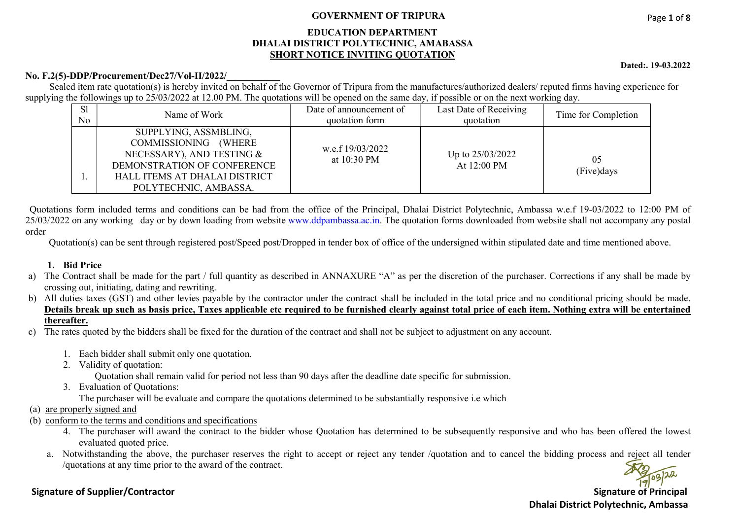# GOVERNMENT OF TRIPURA

## EDUCATION DEPARTMENT
## DHALAI DISTRICT POLYTECHNIC, AMBASSA
## SHORT NOTICE INVITING QUOTATION

**Dated:. 19-03.2022**

**No. F.2(5)-DDP/Procurement/Dec27/Vol-II/2022/\_\_\_\_\_\_\_\_\_\_\_**

Sealed item rate quotation(s) is hereby invited on behalf of the Governor of Tripura from the manufactures/authorized dealers/ reputed firms having experience for supplying the followings up to 25/03/2022 at 12.00 PM. The quotations will be opened on the same day, if possible or on the next working day.

| Sl No | Name of Work | Date of announcement of quotation form | Last Date of Receiving quotation | Time for Completion |
|---|---|---|---|---|
| 1. | SUPPLYING, ASSMBLING, COMMISSIONING (WHERE NECESSARY), AND TESTING & DEMONSTRATION OF CONFERENCE HALL ITEMS AT DHALAI DISTRICT POLYTECHNIC, AMBASSA. | w.e.f 19/03/2022 at 10:30 PM | Up to 25/03/2022 At 12:00 PM | 05 (Five)days |

Quotations form included terms and conditions can be had from the office of the Principal, Dhalai District Polytechnic, Ambassa w.e.f 19-03/2022 to 12:00 PM of 25/03/2022 on any working day or by down loading from website www.ddpambassa.ac.in. The quotation forms downloaded from website shall not accompany any postal order

Quotation(s) can be sent through registered post/Speed post/Dropped in tender box of office of the undersigned within stipulated date and time mentioned above.

1. **Bid Price**

a) The Contract shall be made for the part / full quantity as described in ANNAXURE "A" as per the discretion of the purchaser. Corrections if any shall be made by crossing out, initiating, dating and rewriting.

b) All duties taxes (GST) and other levies payable by the contractor under the contract shall be included in the total price and no conditional pricing should be made. **Details break up such as basis price, Taxes applicable etc required to be furnished clearly against total price of each item. Nothing extra will be entertained thereafter.**

c) The rates quoted by the bidders shall be fixed for the duration of the contract and shall not be subject to adjustment on any account.

1. Each bidder shall submit only one quotation.
2. Validity of quotation:
   Quotation shall remain valid for period not less than 90 days after the deadline date specific for submission.
3. Evaluation of Quotations:
   The purchaser will be evaluate and compare the quotations determined to be substantially responsive i.e which

(a) are properly signed and

(b) conform to the terms and conditions and specifications

4. The purchaser will award the contract to the bidder whose Quotation has determined to be subsequently responsive and who has been offered the lowest evaluated quoted price.

a. Notwithstanding the above, the purchaser reserves the right to accept or reject any tender /quotation and to cancel the bidding process and reject all tender /quotations at any time prior to the award of the contract.

19/03/22

**Signature of Supplier/Contractor**

**Signature of Principal**
**Dhalai District Polytechnic, Ambassa**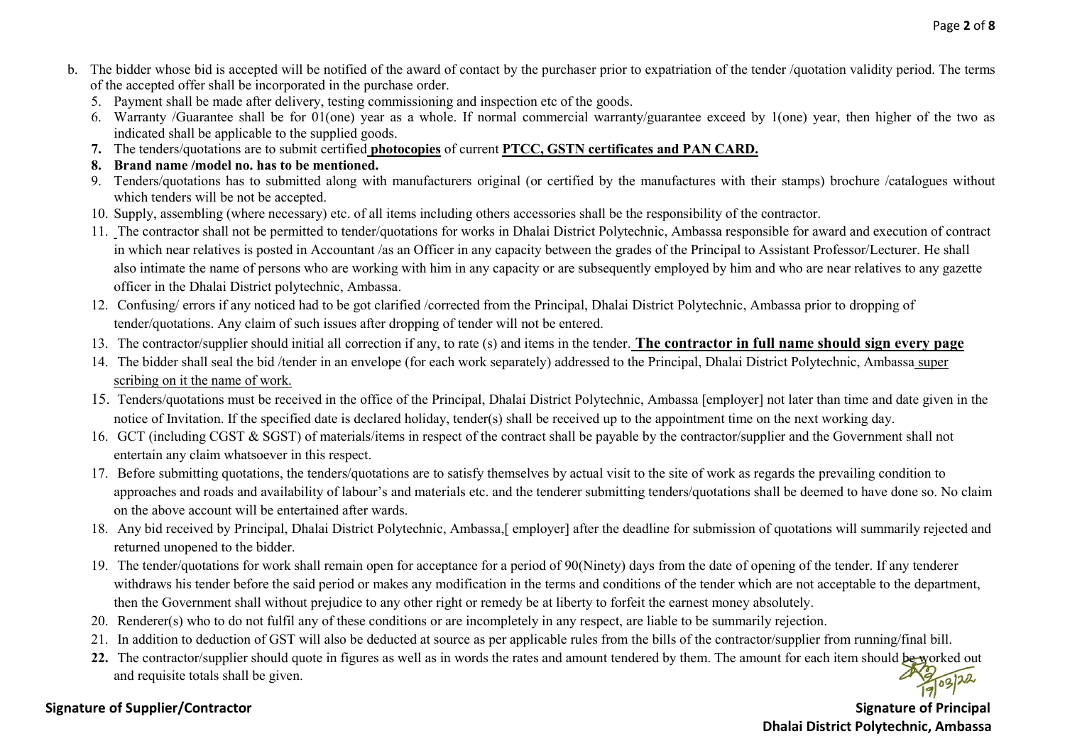b. The bidder whose bid is accepted will be notified of the award of contact by the purchaser prior to expatriation of the tender /quotation validity period. The terms of the accepted offer shall be incorporated in the purchase order.

5. Payment shall be made after delivery, testing commissioning and inspection etc of the goods.
6. Warranty /Guarantee shall be for 01(one) year as a whole. If normal commercial warranty/guarantee exceed by 1(one) year, then higher of the two as indicated shall be applicable to the supplied goods.
7. The tenders/quotations are to submit certified **photocopies** of current **PTCC, GSTN certificates and PAN CARD.**
8. **Brand name /model no. has to be mentioned.**
9. Tenders/quotations has to submitted along with manufacturers original (or certified by the manufactures with their stamps) brochure /catalogues without which tenders will be not be accepted.
10. Supply, assembling (where necessary) etc. of all items including others accessories shall be the responsibility of the contractor.
11. The contractor shall not be permitted to tender/quotations for works in Dhalai District Polytechnic, Ambassa responsible for award and execution of contract in which near relatives is posted in Accountant /as an Officer in any capacity between the grades of the Principal to Assistant Professor/Lecturer. He shall also intimate the name of persons who are working with him in any capacity or are subsequently employed by him and who are near relatives to any gazette officer in the Dhalai District polytechnic, Ambassa.
12. Confusing/ errors if any noticed had to be got clarified /corrected from the Principal, Dhalai District Polytechnic, Ambassa prior to dropping of tender/quotations. Any claim of such issues after dropping of tender will not be entered.
13. The contractor/supplier should initial all correction if any, to rate (s) and items in the tender. **The contractor in full name should sign every page**
14. The bidder shall seal the bid /tender in an envelope (for each work separately) addressed to the Principal, Dhalai District Polytechnic, Ambassa super scribing on it the name of work.
15. Tenders/quotations must be received in the office of the Principal, Dhalai District Polytechnic, Ambassa [employer] not later than time and date given in the notice of Invitation. If the specified date is declared holiday, tender(s) shall be received up to the appointment time on the next working day.
16. GCT (including CGST & SGST) of materials/items in respect of the contract shall be payable by the contractor/supplier and the Government shall not entertain any claim whatsoever in this respect.
17. Before submitting quotations, the tenders/quotations are to satisfy themselves by actual visit to the site of work as regards the prevailing condition to approaches and roads and availability of labour's and materials etc. and the tenderer submitting tenders/quotations shall be deemed to have done so. No claim on the above account will be entertained after wards.
18. Any bid received by Principal, Dhalai District Polytechnic, Ambassa,[ employer] after the deadline for submission of quotations will summarily rejected and returned unopened to the bidder.
19. The tender/quotations for work shall remain open for acceptance for a period of 90(Ninety) days from the date of opening of the tender. If any tenderer withdraws his tender before the said period or makes any modification in the terms and conditions of the tender which are not acceptable to the department, then the Government shall without prejudice to any other right or remedy be at liberty to forfeit the earnest money absolutely.
20. Renderer(s) who to do not fulfil any of these conditions or are incompletely in any respect, are liable to be summarily rejection.
21. In addition to deduction of GST will also be deducted at source as per applicable rules from the bills of the contractor/supplier from running/final bill.
22. The contractor/supplier should quote in figures as well as in words the rates and amount tendered by them. The amount for each item should be worked out and requisite totals shall be given.

19/03/22

**Signature of Supplier/Contractor**

**Signature of Principal**
**Dhalai District Polytechnic, Ambassa**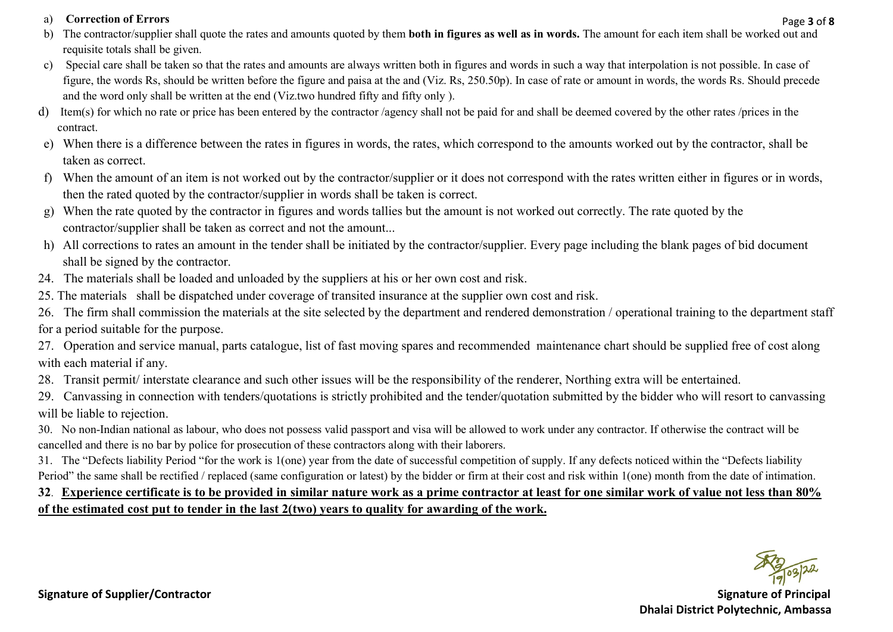a) **Correction of Errors**

b) The contractor/supplier shall quote the rates and amounts quoted by them **both in figures as well as in words.** The amount for each item shall be worked out and requisite totals shall be given.

c) Special care shall be taken so that the rates and amounts are always written both in figures and words in such a way that interpolation is not possible. In case of figure, the words Rs, should be written before the figure and paisa at the and (Viz. Rs, 250.50p). In case of rate or amount in words, the words Rs. Should precede and the word only shall be written at the end (Viz.two hundred fifty and fifty only ).

d) Item(s) for which no rate or price has been entered by the contractor /agency shall not be paid for and shall be deemed covered by the other rates /prices in the contract.

e) When there is a difference between the rates in figures in words, the rates, which correspond to the amounts worked out by the contractor, shall be taken as correct.

f) When the amount of an item is not worked out by the contractor/supplier or it does not correspond with the rates written either in figures or in words, then the rated quoted by the contractor/supplier in words shall be taken is correct.

g) When the rate quoted by the contractor in figures and words tallies but the amount is not worked out correctly. The rate quoted by the contractor/supplier shall be taken as correct and not the amount...

h) All corrections to rates an amount in the tender shall be initiated by the contractor/supplier. Every page including the blank pages of bid document shall be signed by the contractor.

24. The materials shall be loaded and unloaded by the suppliers at his or her own cost and risk.

25. The materials shall be dispatched under coverage of transited insurance at the supplier own cost and risk.

26. The firm shall commission the materials at the site selected by the department and rendered demonstration / operational training to the department staff for a period suitable for the purpose.

27. Operation and service manual, parts catalogue, list of fast moving spares and recommended maintenance chart should be supplied free of cost along with each material if any.

28. Transit permit/ interstate clearance and such other issues will be the responsibility of the renderer, Northing extra will be entertained.

29. Canvassing in connection with tenders/quotations is strictly prohibited and the tender/quotation submitted by the bidder who will resort to canvassing will be liable to rejection.

30. No non-Indian national as labour, who does not possess valid passport and visa will be allowed to work under any contractor. If otherwise the contract will be cancelled and there is no bar by police for prosecution of these contractors along with their laborers.

31. The "Defects liability Period "for the work is 1(one) year from the date of successful competition of supply. If any defects noticed within the "Defects liability Period" the same shall be rectified / replaced (same configuration or latest) by the bidder or firm at their cost and risk within 1(one) month from the date of intimation.

**32**. **Experience certificate is to be provided in similar nature work as a prime contractor at least for one similar work of value not less than 80% of the estimated cost put to tender in the last 2(two) years to quality for awarding of the work.**

19/03/22

**Signature of Supplier/Contractor**

**Signature of Principal**
**Dhalai District Polytechnic, Ambassa**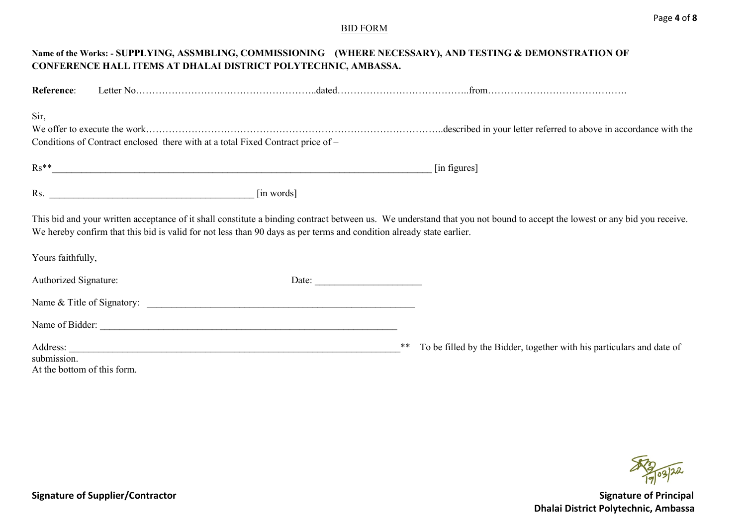## BID FORM

**Name of the Works: - SUPPLYING, ASSMBLING, COMMISSIONING (WHERE NECESSARY), AND TESTING & DEMONSTRATION OF CONFERENCE HALL ITEMS AT DHALAI DISTRICT POLYTECHNIC, AMBASSA.**

**Reference**: Letter No………………………………………………..dated…………………………………..from…………………………………….

Sir,

We offer to execute the work………………………………………………………………………………..described in your letter referred to above in accordance with the Conditions of Contract enclosed there with at a total Fixed Contract price of –

Rs**_____________________________________________________________________________ [in figures]

Rs. _______________________________________ [in words]

This bid and your written acceptance of it shall constitute a binding contract between us. We understand that you not bound to accept the lowest or any bid you receive. We hereby confirm that this bid is valid for not less than 90 days as per terms and condition already state earlier.

Yours faithfully,

Authorized Signature: Date: ____________________

Name & Title of Signatory: ___________________________________________________

Name of Bidder: _________________________________________________________

Address: ______________________________________________________________** To be filled by the Bidder, together with his particulars and date of submission.
At the bottom of this form.

19/03/22

**Signature of Supplier/Contractor**

**Signature of Principal**
**Dhalai District Polytechnic, Ambassa**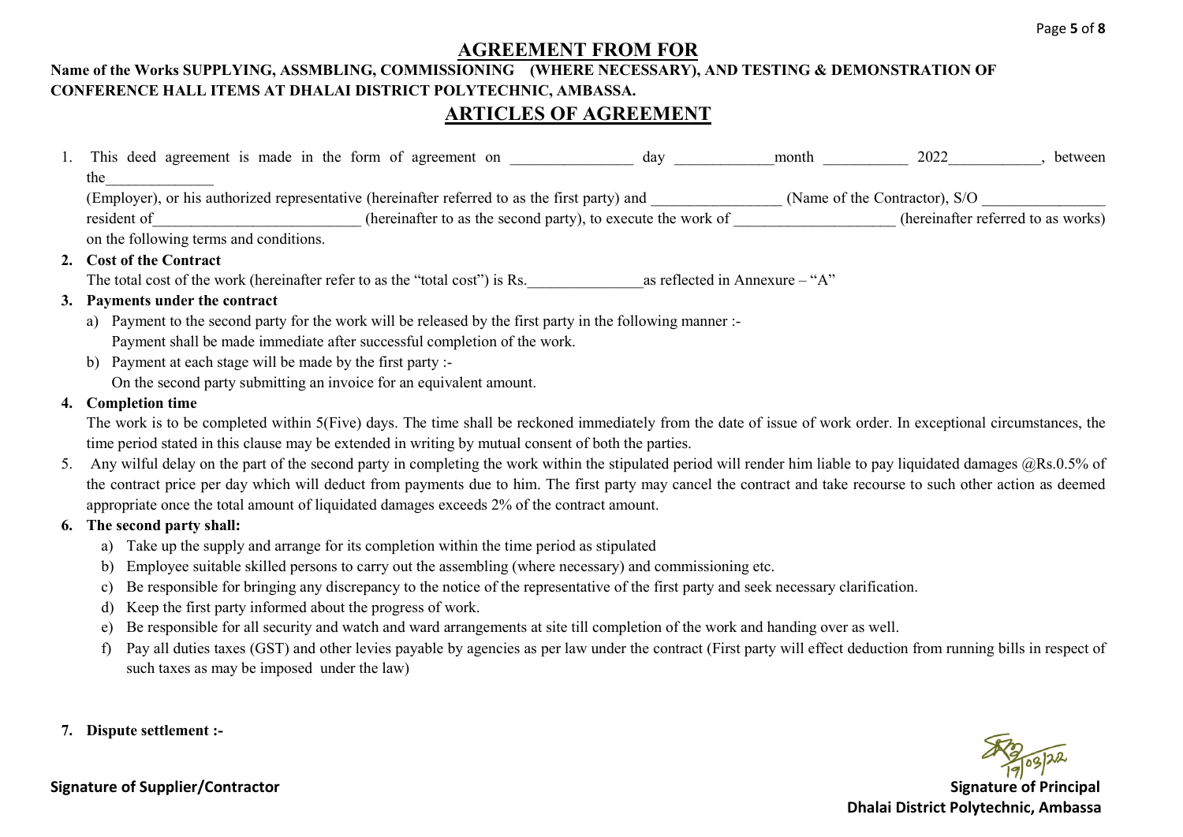# AGREEMENT FROM FOR

**Name of the Works SUPPLYING, ASSMBLING, COMMISSIONING (WHERE NECESSARY), AND TESTING & DEMONSTRATION OF CONFERENCE HALL ITEMS AT DHALAI DISTRICT POLYTECHNIC, AMBASSA.**

## ARTICLES OF AGREEMENT

1. This deed agreement is made in the form of agreement on ________________ day _____________month ___________ 2022____________, between the______________ (Employer), or his authorized representative (hereinafter referred to as the first party) and _________________ (Name of the Contractor), S/O ________________ resident of___________________________ (hereinafter to as the second party), to execute the work of _____________________ (hereinafter referred to as works) on the following terms and conditions.

2. **Cost of the Contract**

   The total cost of the work (hereinafter refer to as the "total cost") is Rs._______________as reflected in Annexure – "A"

3. **Payments under the contract**
   a) Payment to the second party for the work will be released by the first party in the following manner :-
      Payment shall be made immediate after successful completion of the work.
   b) Payment at each stage will be made by the first party :-
      On the second party submitting an invoice for an equivalent amount.

4. **Completion time**

   The work is to be completed within 5(Five) days. The time shall be reckoned immediately from the date of issue of work order. In exceptional circumstances, the time period stated in this clause may be extended in writing by mutual consent of both the parties.

5. Any wilful delay on the part of the second party in completing the work within the stipulated period will render him liable to pay liquidated damages @Rs.0.5% of the contract price per day which will deduct from payments due to him. The first party may cancel the contract and take recourse to such other action as deemed appropriate once the total amount of liquidated damages exceeds 2% of the contract amount.

6. **The second party shall:**
   a) Take up the supply and arrange for its completion within the time period as stipulated
   b) Employee suitable skilled persons to carry out the assembling (where necessary) and commissioning etc.
   c) Be responsible for bringing any discrepancy to the notice of the representative of the first party and seek necessary clarification.
   d) Keep the first party informed about the progress of work.
   e) Be responsible for all security and watch and ward arrangements at site till completion of the work and handing over as well.
   f) Pay all duties taxes (GST) and other levies payable by agencies as per law under the contract (First party will effect deduction from running bills in respect of such taxes as may be imposed under the law)

7. **Dispute settlement :-**

**Signature of Supplier/Contractor**

19/03/22

**Signature of Principal**
**Dhalai District Polytechnic, Ambassa**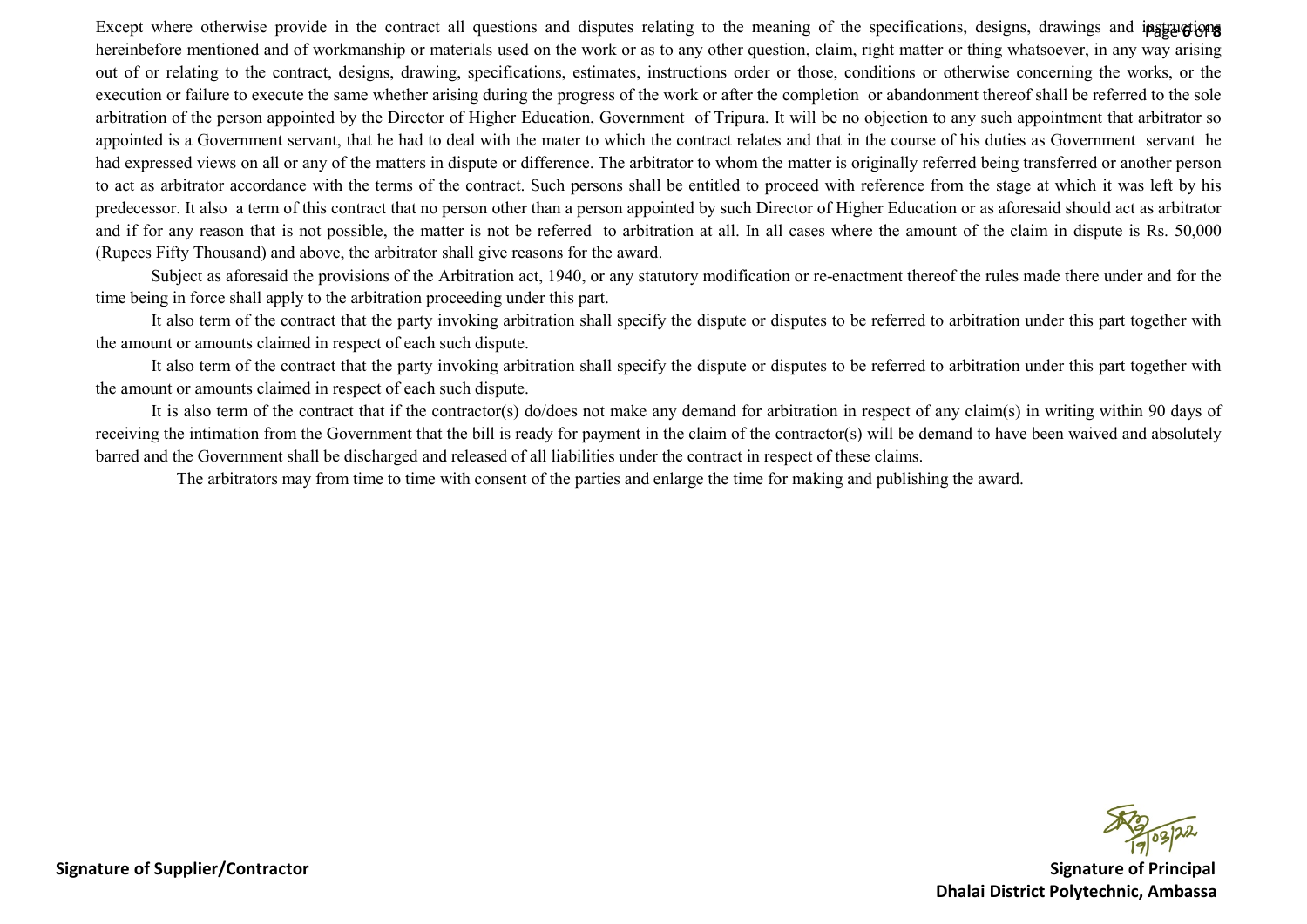Except where otherwise provide in the contract all questions and disputes relating to the meaning of the specifications, designs, drawings and instructions hereinbefore mentioned and of workmanship or materials used on the work or as to any other question, claim, right matter or thing whatsoever, in any way arising out of or relating to the contract, designs, drawing, specifications, estimates, instructions order or those, conditions or otherwise concerning the works, or the execution or failure to execute the same whether arising during the progress of the work or after the completion or abandonment thereof shall be referred to the sole arbitration of the person appointed by the Director of Higher Education, Government of Tripura. It will be no objection to any such appointment that arbitrator so appointed is a Government servant, that he had to deal with the mater to which the contract relates and that in the course of his duties as Government servant he had expressed views on all or any of the matters in dispute or difference. The arbitrator to whom the matter is originally referred being transferred or another person to act as arbitrator accordance with the terms of the contract. Such persons shall be entitled to proceed with reference from the stage at which it was left by his predecessor. It also a term of this contract that no person other than a person appointed by such Director of Higher Education or as aforesaid should act as arbitrator and if for any reason that is not possible, the matter is not be referred to arbitration at all. In all cases where the amount of the claim in dispute is Rs. 50,000 (Rupees Fifty Thousand) and above, the arbitrator shall give reasons for the award.

Subject as aforesaid the provisions of the Arbitration act, 1940, or any statutory modification or re-enactment thereof the rules made there under and for the time being in force shall apply to the arbitration proceeding under this part.

It also term of the contract that the party invoking arbitration shall specify the dispute or disputes to be referred to arbitration under this part together with the amount or amounts claimed in respect of each such dispute.

It also term of the contract that the party invoking arbitration shall specify the dispute or disputes to be referred to arbitration under this part together with the amount or amounts claimed in respect of each such dispute.

It is also term of the contract that if the contractor(s) do/does not make any demand for arbitration in respect of any claim(s) in writing within 90 days of receiving the intimation from the Government that the bill is ready for payment in the claim of the contractor(s) will be demand to have been waived and absolutely barred and the Government shall be discharged and released of all liabilities under the contract in respect of these claims.

The arbitrators may from time to time with consent of the parties and enlarge the time for making and publishing the award.

19/03/22

**Signature of Supplier/Contractor**

**Signature of Principal**
**Dhalai District Polytechnic, Ambassa**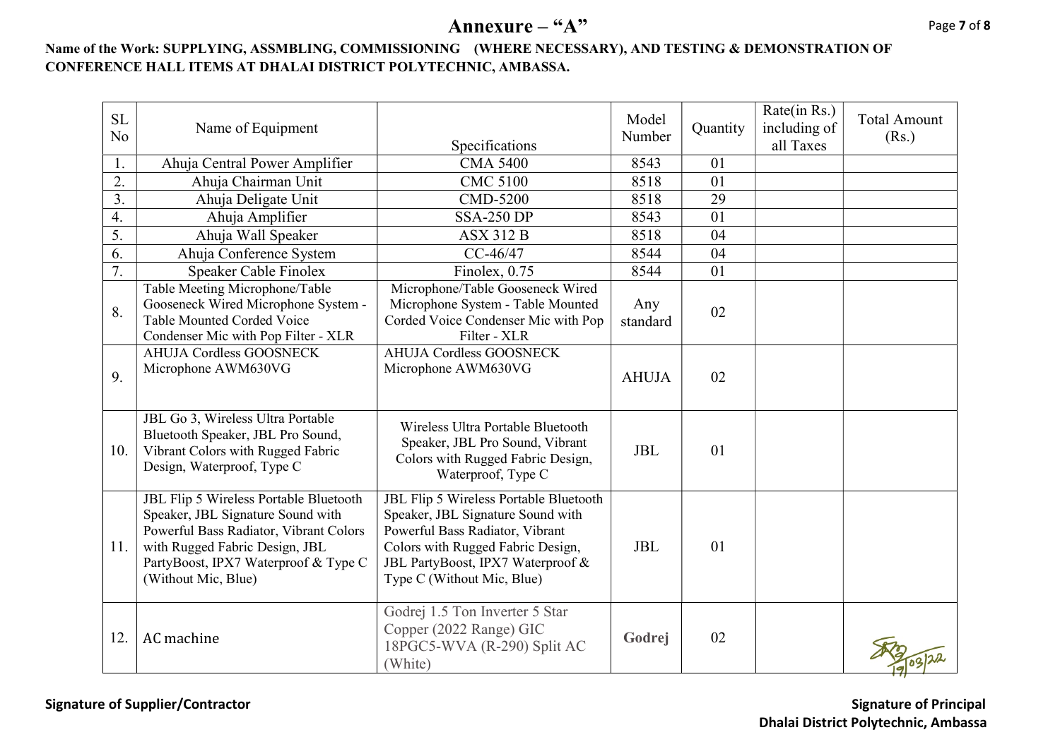# Annexure – "A"

**Name of the Work: SUPPLYING, ASSMBLING, COMMISSIONING (WHERE NECESSARY), AND TESTING & DEMONSTRATION OF CONFERENCE HALL ITEMS AT DHALAI DISTRICT POLYTECHNIC, AMBASSA.**

| SL No | Name of Equipment | Specifications | Model Number | Quantity | Rate(in Rs.) including of all Taxes | Total Amount (Rs.) |
|---|---|---|---|---|---|---|
| 1. | Ahuja Central Power Amplifier | CMA 5400 | 8543 | 01 | | |
| 2. | Ahuja Chairman Unit | CMC 5100 | 8518 | 01 | | |
| 3. | Ahuja Deligate Unit | CMD-5200 | 8518 | 29 | | |
| 4. | Ahuja Amplifier | SSA-250 DP | 8543 | 01 | | |
| 5. | Ahuja Wall Speaker | ASX 312 B | 8518 | 04 | | |
| 6. | Ahuja Conference System | CC-46/47 | 8544 | 04 | | |
| 7. | Speaker Cable Finolex | Finolex, 0.75 | 8544 | 01 | | |
| 8. | Table Meeting Microphone/Table Gooseneck Wired Microphone System - Table Mounted Corded Voice Condenser Mic with Pop Filter - XLR | Microphone/Table Gooseneck Wired Microphone System - Table Mounted Corded Voice Condenser Mic with Pop Filter - XLR | Any standard | 02 | | |
| 9. | AHUJA Cordless GOOSNECK Microphone AWM630VG | AHUJA Cordless GOOSNECK Microphone AWM630VG | AHUJA | 02 | | |
| 10. | JBL Go 3, Wireless Ultra Portable Bluetooth Speaker, JBL Pro Sound, Vibrant Colors with Rugged Fabric Design, Waterproof, Type C | Wireless Ultra Portable Bluetooth Speaker, JBL Pro Sound, Vibrant Colors with Rugged Fabric Design, Waterproof, Type C | JBL | 01 | | |
| 11. | JBL Flip 5 Wireless Portable Bluetooth Speaker, JBL Signature Sound with Powerful Bass Radiator, Vibrant Colors with Rugged Fabric Design, JBL PartyBoost, IPX7 Waterproof & Type C (Without Mic, Blue) | JBL Flip 5 Wireless Portable Bluetooth Speaker, JBL Signature Sound with Powerful Bass Radiator, Vibrant Colors with Rugged Fabric Design, JBL PartyBoost, IPX7 Waterproof & Type C (Without Mic, Blue) | JBL | 01 | | |
| 12. | AC machine | Godrej 1.5 Ton Inverter 5 Star Copper (2022 Range) GIC 18PGC5-WVA (R-290) Split AC (White) | **Godrej** | 02 | | |

19/03/22

**Signature of Supplier/Contractor**

**Signature of Principal**
**Dhalai District Polytechnic, Ambassa**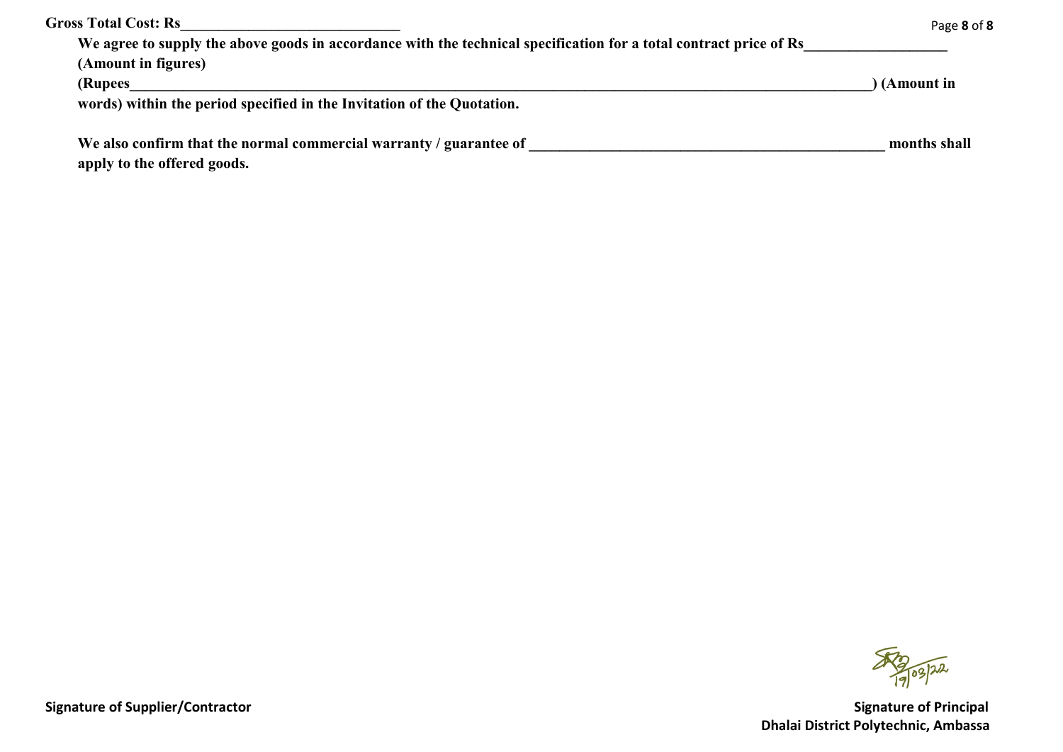**Gross Total Cost: Rs____________________________**

**We agree to supply the above goods in accordance with the technical specification for a total contract price of Rs__________________ (Amount in figures)**

**(Rupees____________________________________________________________________________________________) (Amount in words) within the period specified in the Invitation of the Quotation.**

**We also confirm that the normal commercial warranty / guarantee of _____________________________________________ months shall apply to the offered goods.**

19/03/22

**Signature of Supplier/Contractor**

**Signature of Principal**
**Dhalai District Polytechnic, Ambassa**